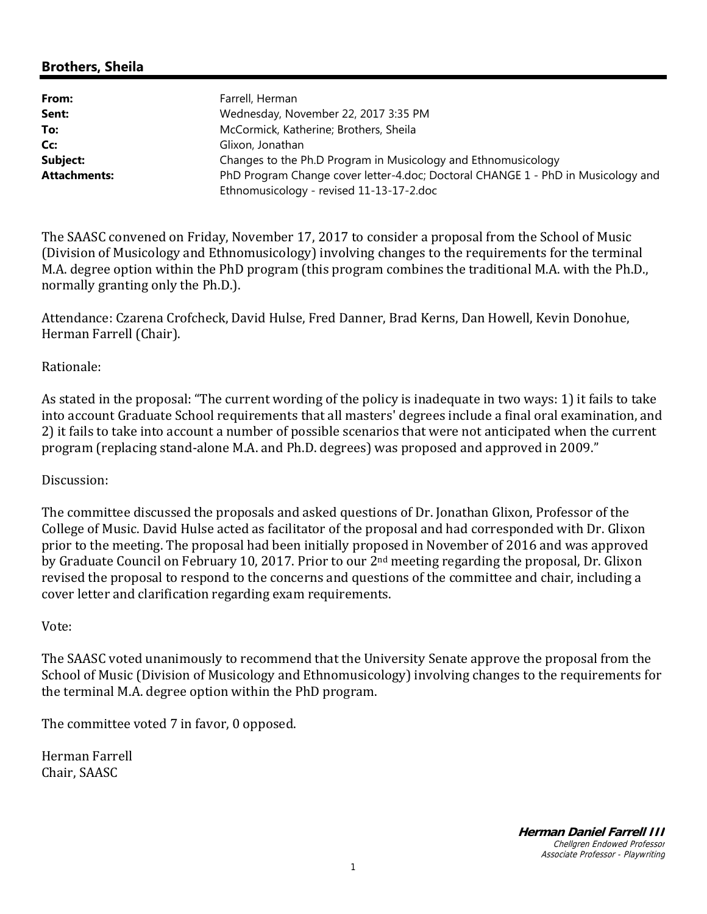## Brothers, Sheila

| | |
|---|---|
| **From:** | Farrell, Herman |
| **Sent:** | Wednesday, November 22, 2017 3:35 PM |
| **To:** | McCormick, Katherine; Brothers, Sheila |
| **Cc:** | Glixon, Jonathan |
| **Subject:** | Changes to the Ph.D Program in Musicology and Ethnomusicology |
| **Attachments:** | PhD Program Change cover letter-4.doc; Doctoral CHANGE 1 - PhD in Musicology and Ethnomusicology - revised 11-13-17-2.doc |

The SAASC convened on Friday, November 17, 2017 to consider a proposal from the School of Music (Division of Musicology and Ethnomusicology) involving changes to the requirements for the terminal M.A. degree option within the PhD program (this program combines the traditional M.A. with the Ph.D., normally granting only the Ph.D.).

Attendance: Czarena Crofcheck, David Hulse, Fred Danner, Brad Kerns, Dan Howell, Kevin Donohue, Herman Farrell (Chair).

Rationale:

As stated in the proposal: "The current wording of the policy is inadequate in two ways: 1) it fails to take into account Graduate School requirements that all masters' degrees include a final oral examination, and 2) it fails to take into account a number of possible scenarios that were not anticipated when the current program (replacing stand-alone M.A. and Ph.D. degrees) was proposed and approved in 2009."

Discussion:

The committee discussed the proposals and asked questions of Dr. Jonathan Glixon, Professor of the College of Music. David Hulse acted as facilitator of the proposal and had corresponded with Dr. Glixon prior to the meeting. The proposal had been initially proposed in November of 2016 and was approved by Graduate Council on February 10, 2017. Prior to our 2nd meeting regarding the proposal, Dr. Glixon revised the proposal to respond to the concerns and questions of the committee and chair, including a cover letter and clarification regarding exam requirements.

Vote:

The SAASC voted unanimously to recommend that the University Senate approve the proposal from the School of Music (Division of Musicology and Ethnomusicology) involving changes to the requirements for the terminal M.A. degree option within the PhD program.

The committee voted 7 in favor, 0 opposed.

Herman Farrell
Chair, SAASC

***Herman Daniel Farrell III***
*Chellgren Endowed Professor*
*Associate Professor - Playwriting*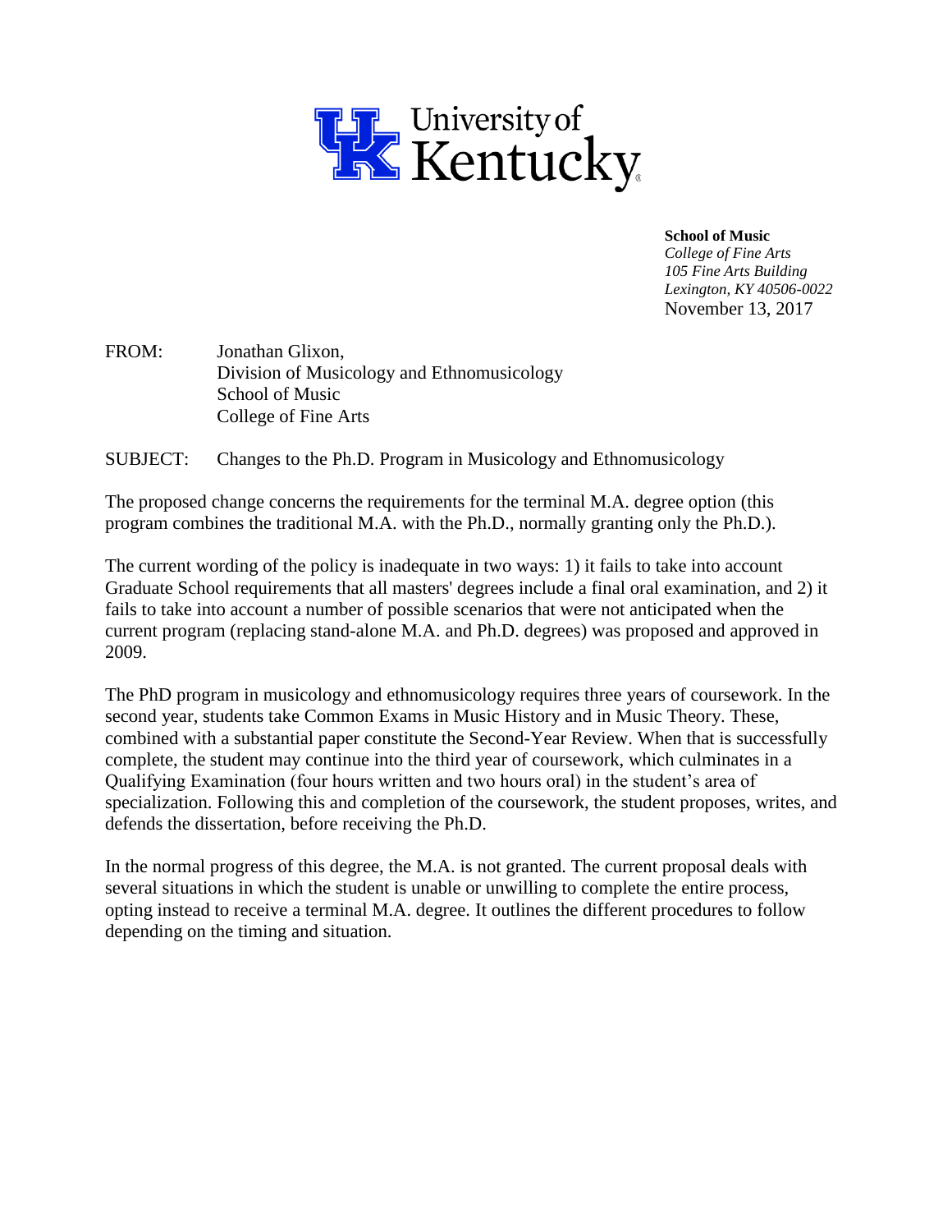University of Kentucky

**School of Music**
*College of Fine Arts*
*105 Fine Arts Building*
*Lexington, KY 40506-0022*
November 13, 2017

FROM: Jonathan Glixon,
Division of Musicology and Ethnomusicology
School of Music
College of Fine Arts

SUBJECT: Changes to the Ph.D. Program in Musicology and Ethnomusicology

The proposed change concerns the requirements for the terminal M.A. degree option (this program combines the traditional M.A. with the Ph.D., normally granting only the Ph.D.).

The current wording of the policy is inadequate in two ways: 1) it fails to take into account Graduate School requirements that all masters' degrees include a final oral examination, and 2) it fails to take into account a number of possible scenarios that were not anticipated when the current program (replacing stand-alone M.A. and Ph.D. degrees) was proposed and approved in 2009.

The PhD program in musicology and ethnomusicology requires three years of coursework. In the second year, students take Common Exams in Music History and in Music Theory. These, combined with a substantial paper constitute the Second-Year Review. When that is successfully complete, the student may continue into the third year of coursework, which culminates in a Qualifying Examination (four hours written and two hours oral) in the student's area of specialization. Following this and completion of the coursework, the student proposes, writes, and defends the dissertation, before receiving the Ph.D.

In the normal progress of this degree, the M.A. is not granted. The current proposal deals with several situations in which the student is unable or unwilling to complete the entire process, opting instead to receive a terminal M.A. degree. It outlines the different procedures to follow depending on the timing and situation.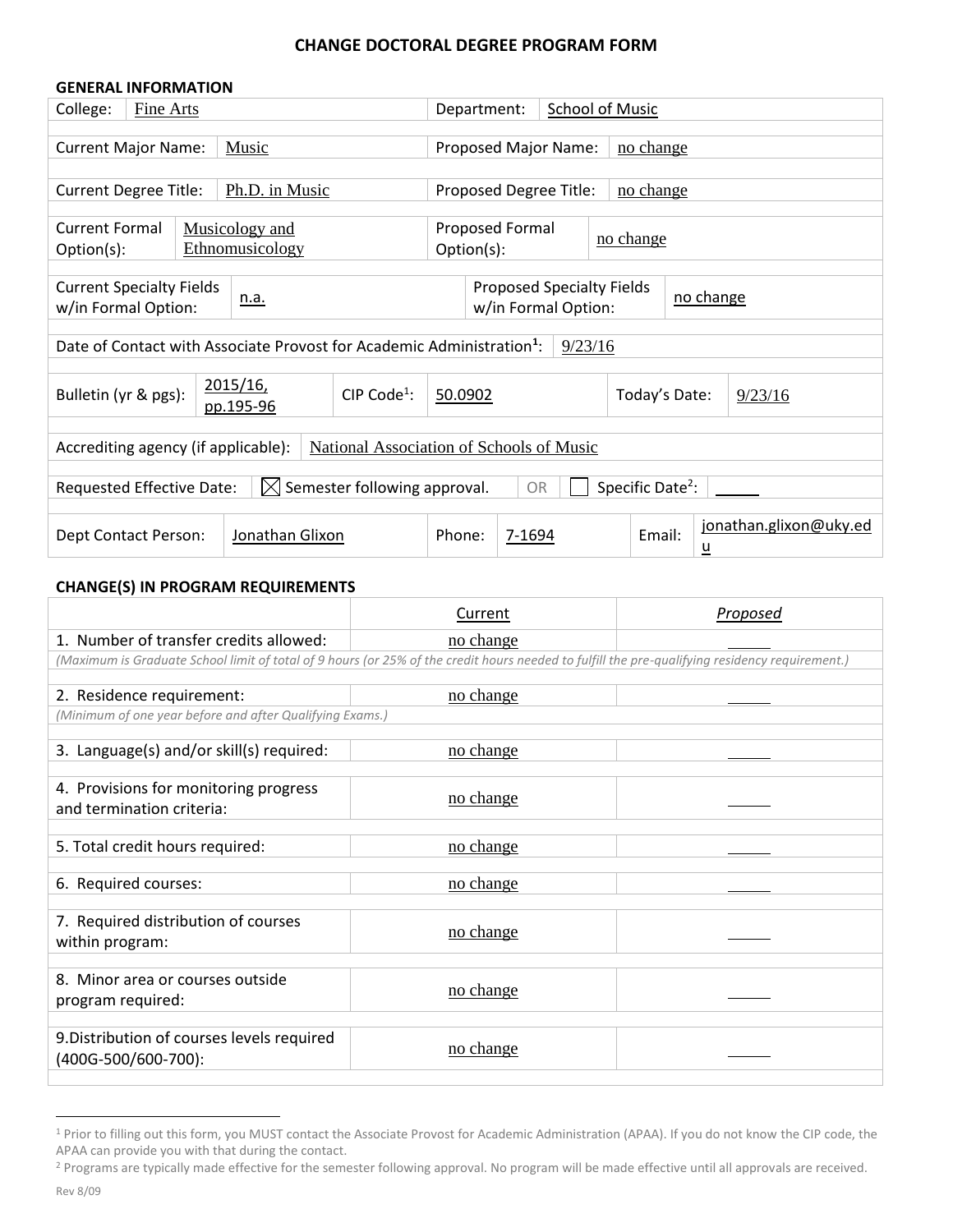# CHANGE DOCTORAL DEGREE PROGRAM FORM

## GENERAL INFORMATION

| | | | |
|---|---|---|---|
| College: | Fine Arts | Department: | School of Music |
| Current Major Name: | Music | Proposed Major Name: | no change |
| Current Degree Title: | Ph.D. in Music | Proposed Degree Title: | no change |
| Current Formal Option(s): | Musicology and Ethnomusicology | Proposed Formal Option(s): | no change |
| Current Specialty Fields w/in Formal Option: | n.a. | Proposed Specialty Fields w/in Formal Option: | no change |

Date of Contact with Associate Provost for Academic Administration[1]: 9/23/16

| | | | | | |
|---|---|---|---|---|---|
| Bulletin (yr & pgs): | 2015/16, pp.195-96 | CIP Code[1]: | 50.0902 | Today's Date: | 9/23/16 |

Accrediting agency (if applicable): National Association of Schools of Music

Requested Effective Date: ☒ Semester following approval. OR ☐ Specific Date[2]: _____

| | | | | | |
|---|---|---|---|---|---|
| Dept Contact Person: | Jonathan Glixon | Phone: | 7-1694 | Email: | jonathan.glixon@uky.edu |

## CHANGE(S) IN PROGRAM REQUIREMENTS

| | Current | *Proposed* |
|---|---|---|
| 1. Number of transfer credits allowed: *(Maximum is Graduate School limit of total of 9 hours (or 25% of the credit hours needed to fulfill the pre-qualifying residency requirement.)* | no change | _____ |
| 2. Residence requirement: *(Minimum of one year before and after Qualifying Exams.)* | no change | _____ |
| 3. Language(s) and/or skill(s) required: | no change | _____ |
| 4. Provisions for monitoring progress and termination criteria: | no change | _____ |
| 5. Total credit hours required: | no change | _____ |
| 6. Required courses: | no change | _____ |
| 7. Required distribution of courses within program: | no change | _____ |
| 8. Minor area or courses outside program required: | no change | _____ |
| 9. Distribution of courses levels required (400G-500/600-700): | no change | _____ |

[1] Prior to filling out this form, you MUST contact the Associate Provost for Academic Administration (APAA). If you do not know the CIP code, the APAA can provide you with that during the contact.

[2] Programs are typically made effective for the semester following approval. No program will be made effective until all approvals are received.

Rev 8/09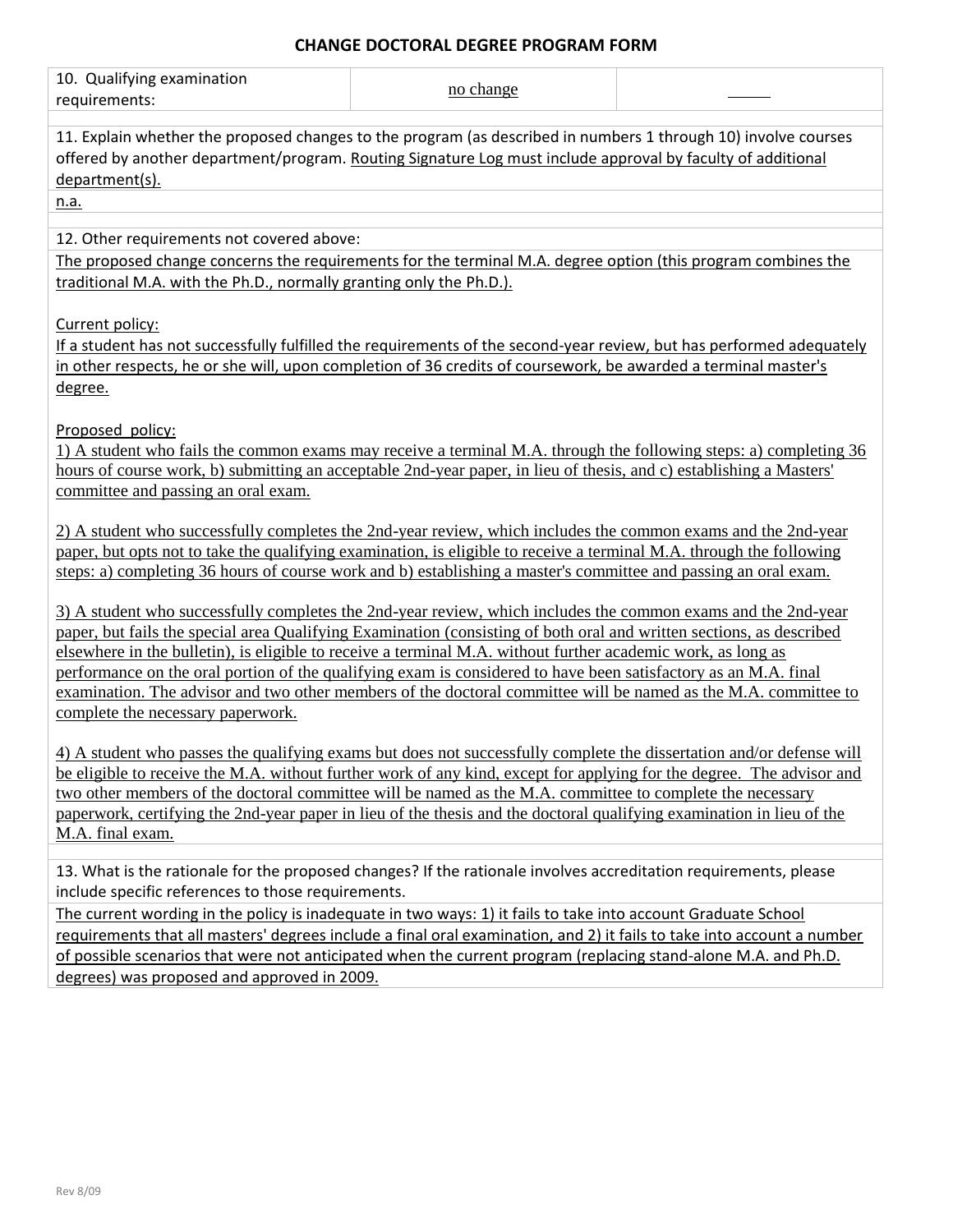# CHANGE DOCTORAL DEGREE PROGRAM FORM

| 10. Qualifying examination requirements: | no change | |
|---|---|---|

11. Explain whether the proposed changes to the program (as described in numbers 1 through 10) involve courses offered by another department/program. Routing Signature Log must include approval by faculty of additional department(s).

n.a.

12. Other requirements not covered above:

The proposed change concerns the requirements for the terminal M.A. degree option (this program combines the traditional M.A. with the Ph.D., normally granting only the Ph.D.).

Current policy:
If a student has not successfully fulfilled the requirements of the second-year review, but has performed adequately in other respects, he or she will, upon completion of 36 credits of coursework, be awarded a terminal master's degree.

Proposed policy:
1) A student who fails the common exams may receive a terminal M.A. through the following steps: a) completing 36 hours of course work, b) submitting an acceptable 2nd-year paper, in lieu of thesis, and c) establishing a Masters' committee and passing an oral exam.

2) A student who successfully completes the 2nd-year review, which includes the common exams and the 2nd-year paper, but opts not to take the qualifying examination, is eligible to receive a terminal M.A. through the following steps: a) completing 36 hours of course work and b) establishing a master's committee and passing an oral exam.

3) A student who successfully completes the 2nd-year review, which includes the common exams and the 2nd-year paper, but fails the special area Qualifying Examination (consisting of both oral and written sections, as described elsewhere in the bulletin), is eligible to receive a terminal M.A. without further academic work, as long as performance on the oral portion of the qualifying exam is considered to have been satisfactory as an M.A. final examination. The advisor and two other members of the doctoral committee will be named as the M.A. committee to complete the necessary paperwork.

4) A student who passes the qualifying exams but does not successfully complete the dissertation and/or defense will be eligible to receive the M.A. without further work of any kind, except for applying for the degree. The advisor and two other members of the doctoral committee will be named as the M.A. committee to complete the necessary paperwork, certifying the 2nd-year paper in lieu of the thesis and the doctoral qualifying examination in lieu of the M.A. final exam.

13. What is the rationale for the proposed changes? If the rationale involves accreditation requirements, please include specific references to those requirements.

The current wording in the policy is inadequate in two ways: 1) it fails to take into account Graduate School requirements that all masters' degrees include a final oral examination, and 2) it fails to take into account a number of possible scenarios that were not anticipated when the current program (replacing stand-alone M.A. and Ph.D. degrees) was proposed and approved in 2009.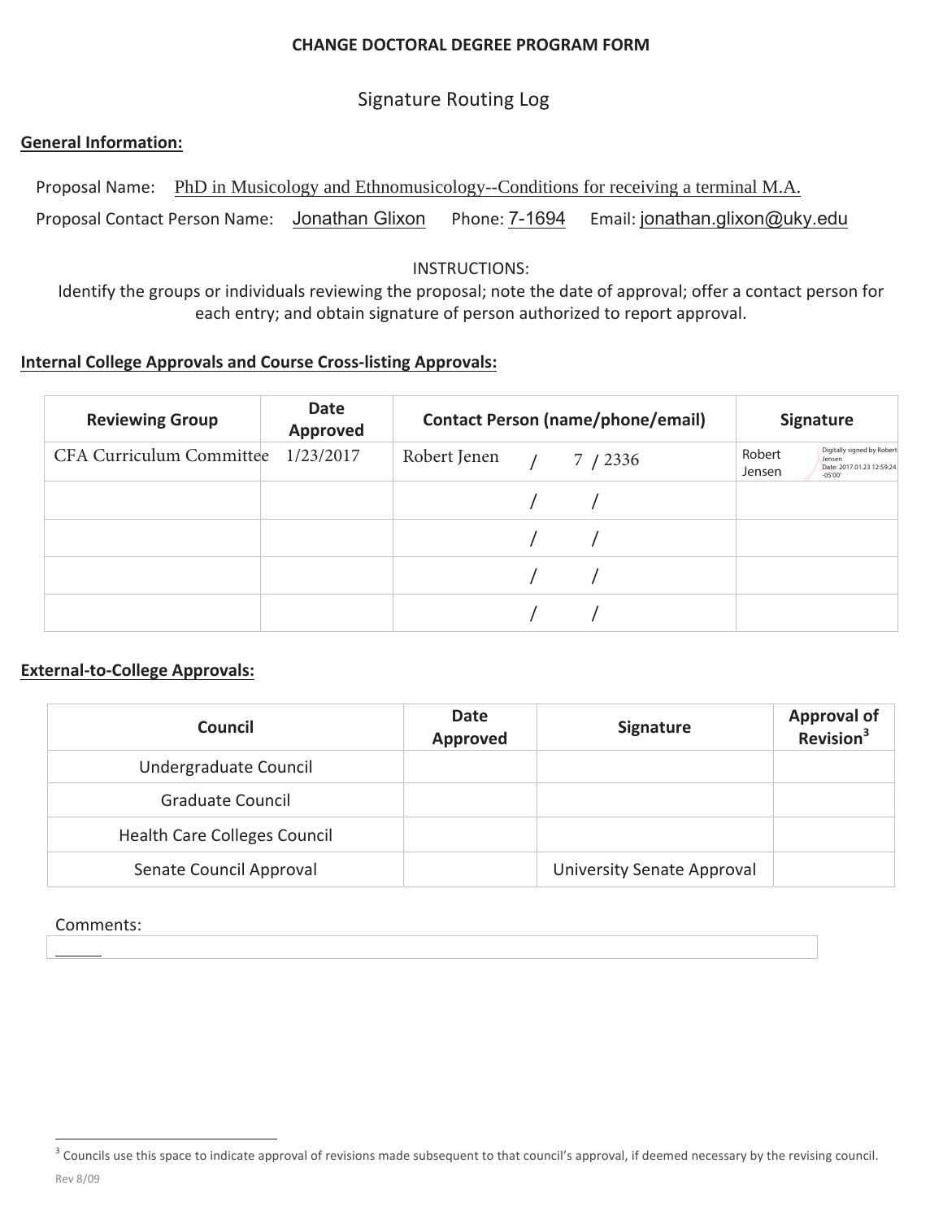**CHANGE DOCTORAL DEGREE PROGRAM FORM**

Signature Routing Log

**General Information:**

Proposal Name: PhD in Musicology and Ethnomusicology--Conditions for receiving a terminal M.A.

Proposal Contact Person Name: Jonathan Glixon Phone: 7-1694 Email: jonathan.glixon@uky.edu

INSTRUCTIONS:
Identify the groups or individuals reviewing the proposal; note the date of approval; offer a contact person for each entry; and obtain signature of person authorized to report approval.

**Internal College Approvals and Course Cross-listing Approvals:**

| Reviewing Group | Date Approved | Contact Person (name/phone/email) | Signature |
|---|---|---|---|
| CFA Curriculum Committee | 1/23/2017 | Robert Jenen / 7 / 2336 | Robert Jensen Digitally signed by Robert Jensen Date: 2017.01.23 12:59:24 -05'00' |
| | | / / | |
| | | / / | |
| | | / / | |
| | | / / | |

**External-to-College Approvals:**

| Council | Date Approved | Signature | Approval of Revision[3] |
|---|---|---|---|
| Undergraduate Council | | | |
| Graduate Council | | | |
| Health Care Colleges Council | | | |
| Senate Council Approval | | University Senate Approval | |

Comments:

---

[3] Councils use this space to indicate approval of revisions made subsequent to that council's approval, if deemed necessary by the revising council.

Rev 8/09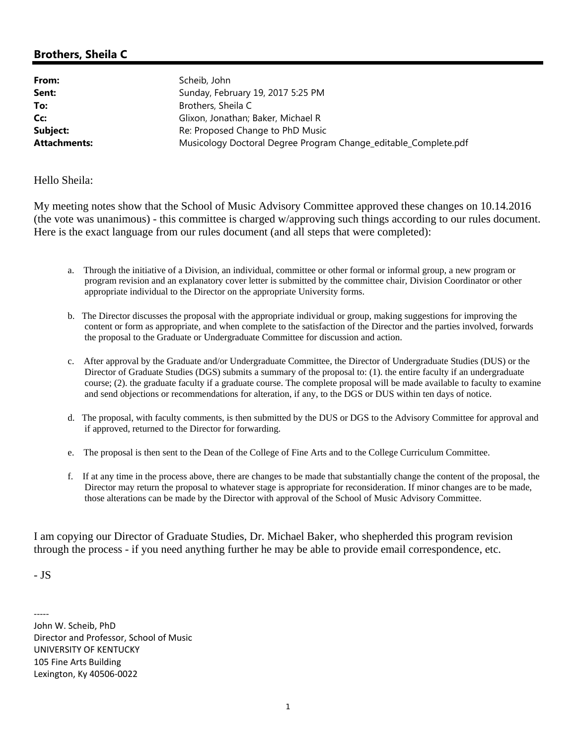## Brothers, Sheila C

| | |
|---|---|
| **From:** | Scheib, John |
| **Sent:** | Sunday, February 19, 2017 5:25 PM |
| **To:** | Brothers, Sheila C |
| **Cc:** | Glixon, Jonathan; Baker, Michael R |
| **Subject:** | Re: Proposed Change to PhD Music |
| **Attachments:** | Musicology Doctoral Degree Program Change_editable_Complete.pdf |

Hello Sheila:

My meeting notes show that the School of Music Advisory Committee approved these changes on 10.14.2016 (the vote was unanimous) - this committee is charged w/approving such things according to our rules document. Here is the exact language from our rules document (and all steps that were completed):

a. Through the initiative of a Division, an individual, committee or other formal or informal group, a new program or program revision and an explanatory cover letter is submitted by the committee chair, Division Coordinator or other appropriate individual to the Director on the appropriate University forms.

b. The Director discusses the proposal with the appropriate individual or group, making suggestions for improving the content or form as appropriate, and when complete to the satisfaction of the Director and the parties involved, forwards the proposal to the Graduate or Undergraduate Committee for discussion and action.

c. After approval by the Graduate and/or Undergraduate Committee, the Director of Undergraduate Studies (DUS) or the Director of Graduate Studies (DGS) submits a summary of the proposal to: (1). the entire faculty if an undergraduate course; (2). the graduate faculty if a graduate course. The complete proposal will be made available to faculty to examine and send objections or recommendations for alteration, if any, to the DGS or DUS within ten days of notice.

d. The proposal, with faculty comments, is then submitted by the DUS or DGS to the Advisory Committee for approval and if approved, returned to the Director for forwarding.

e. The proposal is then sent to the Dean of the College of Fine Arts and to the College Curriculum Committee.

f. If at any time in the process above, there are changes to be made that substantially change the content of the proposal, the Director may return the proposal to whatever stage is appropriate for reconsideration. If minor changes are to be made, those alterations can be made by the Director with approval of the School of Music Advisory Committee.

I am copying our Director of Graduate Studies, Dr. Michael Baker, who shepherded this program revision through the process - if you need anything further he may be able to provide email correspondence, etc.

- JS

-----

John W. Scheib, PhD
Director and Professor, School of Music
UNIVERSITY OF KENTUCKY
105 Fine Arts Building
Lexington, Ky 40506-0022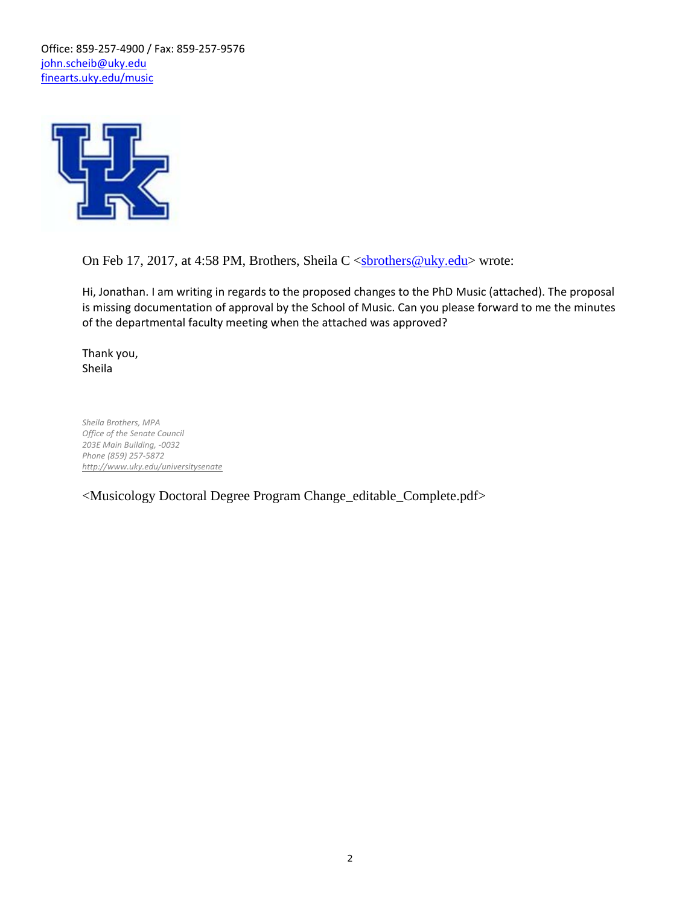Office: 859-257-4900 / Fax: 859-257-9576
john.scheib@uky.edu
finearts.uky.edu/music

On Feb 17, 2017, at 4:58 PM, Brothers, Sheila C <sbrothers@uky.edu> wrote:

Hi, Jonathan. I am writing in regards to the proposed changes to the PhD Music (attached). The proposal is missing documentation of approval by the School of Music. Can you please forward to me the minutes of the departmental faculty meeting when the attached was approved?

Thank you,
Sheila

*Sheila Brothers, MPA*
*Office of the Senate Council*
*203E Main Building, -0032*
*Phone (859) 257-5872*
*http://www.uky.edu/universitysenate*

<Musicology Doctoral Degree Program Change_editable_Complete.pdf>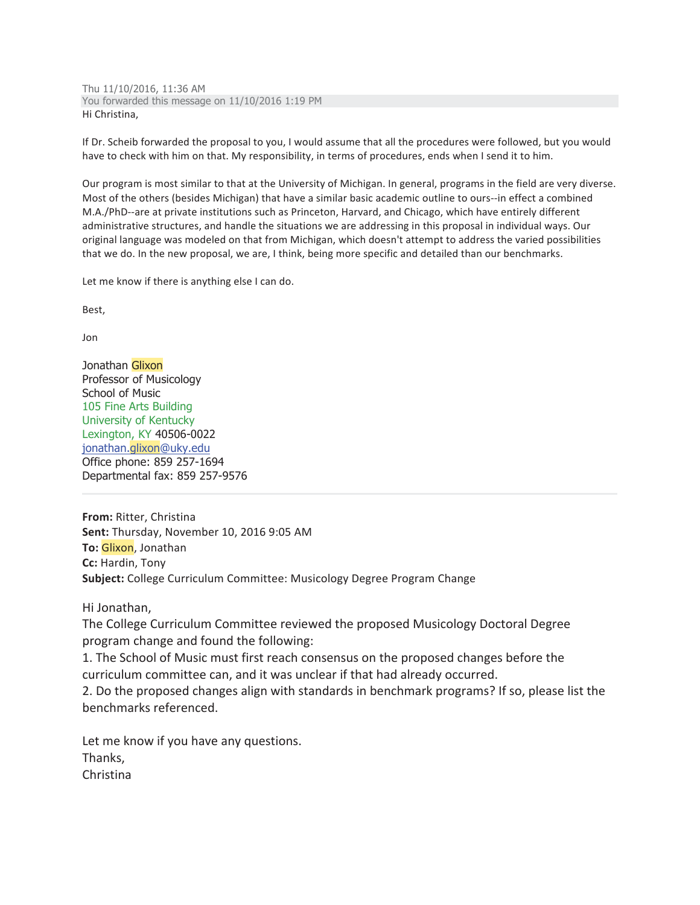Thu 11/10/2016, 11:36 AM
You forwarded this message on 11/10/2016 1:19 PM

Hi Christina,

If Dr. Scheib forwarded the proposal to you, I would assume that all the procedures were followed, but you would have to check with him on that. My responsibility, in terms of procedures, ends when I send it to him.

Our program is most similar to that at the University of Michigan. In general, programs in the field are very diverse. Most of the others (besides Michigan) that have a similar basic academic outline to ours--in effect a combined M.A./PhD--are at private institutions such as Princeton, Harvard, and Chicago, which have entirely different administrative structures, and handle the situations we are addressing in this proposal in individual ways. Our original language was modeled on that from Michigan, which doesn't attempt to address the varied possibilities that we do. In the new proposal, we are, I think, being more specific and detailed than our benchmarks.

Let me know if there is anything else I can do.

Best,

Jon

Jonathan Glixon
Professor of Musicology
School of Music
105 Fine Arts Building
University of Kentucky
Lexington, KY 40506-0022
jonathan.glixon@uky.edu
Office phone: 859 257-1694
Departmental fax: 859 257-9576

---

**From:** Ritter, Christina
**Sent:** Thursday, November 10, 2016 9:05 AM
**To:** Glixon, Jonathan
**Cc:** Hardin, Tony
**Subject:** College Curriculum Committee: Musicology Degree Program Change

Hi Jonathan,

The College Curriculum Committee reviewed the proposed Musicology Doctoral Degree program change and found the following:

1. The School of Music must first reach consensus on the proposed changes before the curriculum committee can, and it was unclear if that had already occurred.
2. Do the proposed changes align with standards in benchmark programs? If so, please list the benchmarks referenced.

Let me know if you have any questions.

Thanks,

Christina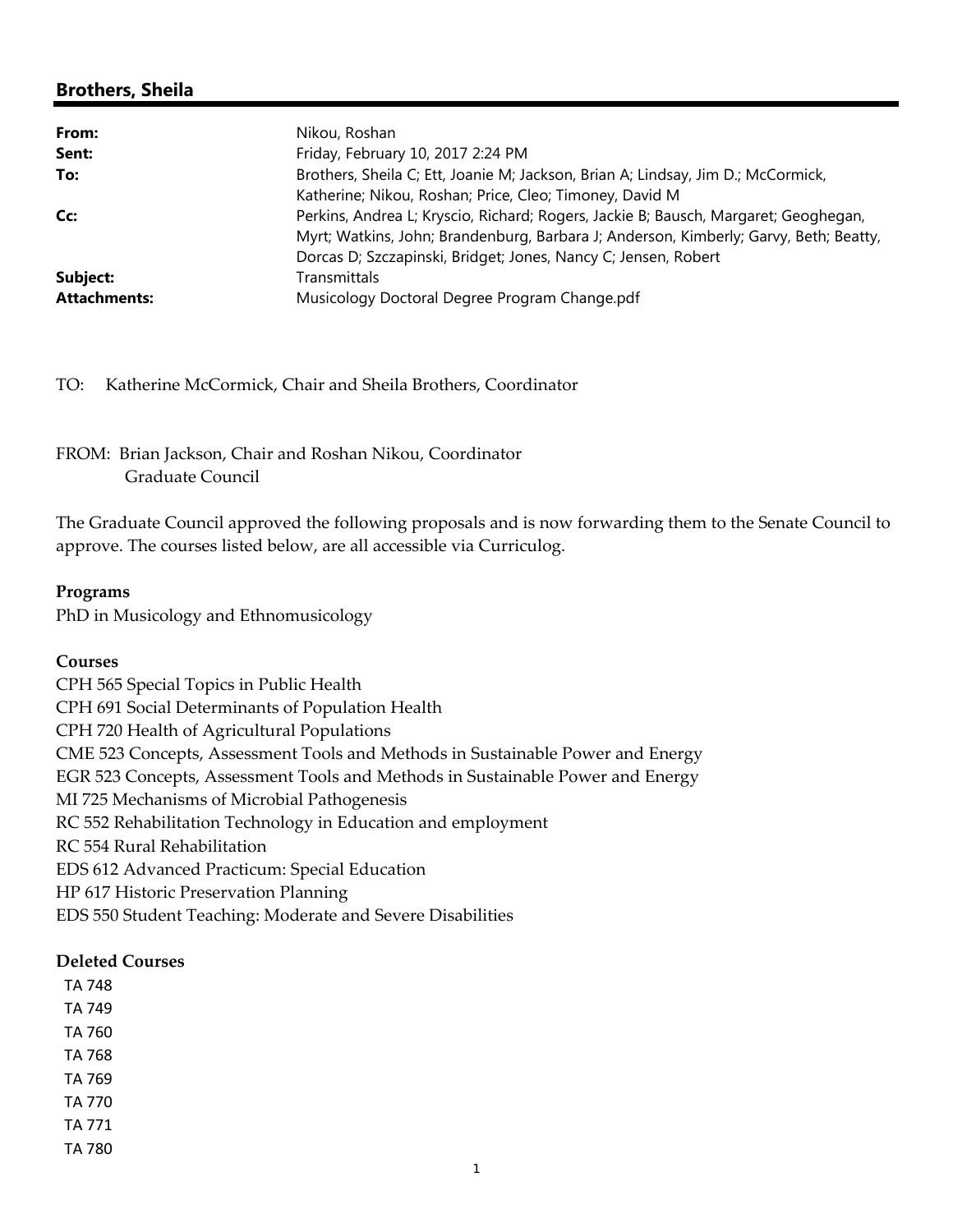## Brothers, Sheila

| | |
|---|---|
| **From:** | Nikou, Roshan |
| **Sent:** | Friday, February 10, 2017 2:24 PM |
| **To:** | Brothers, Sheila C; Ett, Joanie M; Jackson, Brian A; Lindsay, Jim D.; McCormick, Katherine; Nikou, Roshan; Price, Cleo; Timoney, David M |
| **Cc:** | Perkins, Andrea L; Kryscio, Richard; Rogers, Jackie B; Bausch, Margaret; Geoghegan, Myrt; Watkins, John; Brandenburg, Barbara J; Anderson, Kimberly; Garvy, Beth; Beatty, Dorcas D; Szczapinski, Bridget; Jones, Nancy C; Jensen, Robert |
| **Subject:** | Transmittals |
| **Attachments:** | Musicology Doctoral Degree Program Change.pdf |

TO: Katherine McCormick, Chair and Sheila Brothers, Coordinator

FROM: Brian Jackson, Chair and Roshan Nikou, Coordinator
Graduate Council

The Graduate Council approved the following proposals and is now forwarding them to the Senate Council to approve. The courses listed below, are all accessible via Curriculog.

**Programs**
PhD in Musicology and Ethnomusicology

**Courses**
CPH 565 Special Topics in Public Health
CPH 691 Social Determinants of Population Health
CPH 720 Health of Agricultural Populations
CME 523 Concepts, Assessment Tools and Methods in Sustainable Power and Energy
EGR 523 Concepts, Assessment Tools and Methods in Sustainable Power and Energy
MI 725 Mechanisms of Microbial Pathogenesis
RC 552 Rehabilitation Technology in Education and employment
RC 554 Rural Rehabilitation
EDS 612 Advanced Practicum: Special Education
HP 617 Historic Preservation Planning
EDS 550 Student Teaching: Moderate and Severe Disabilities

**Deleted Courses**
TA 748
TA 749
TA 760
TA 768
TA 769
TA 770
TA 771
TA 780